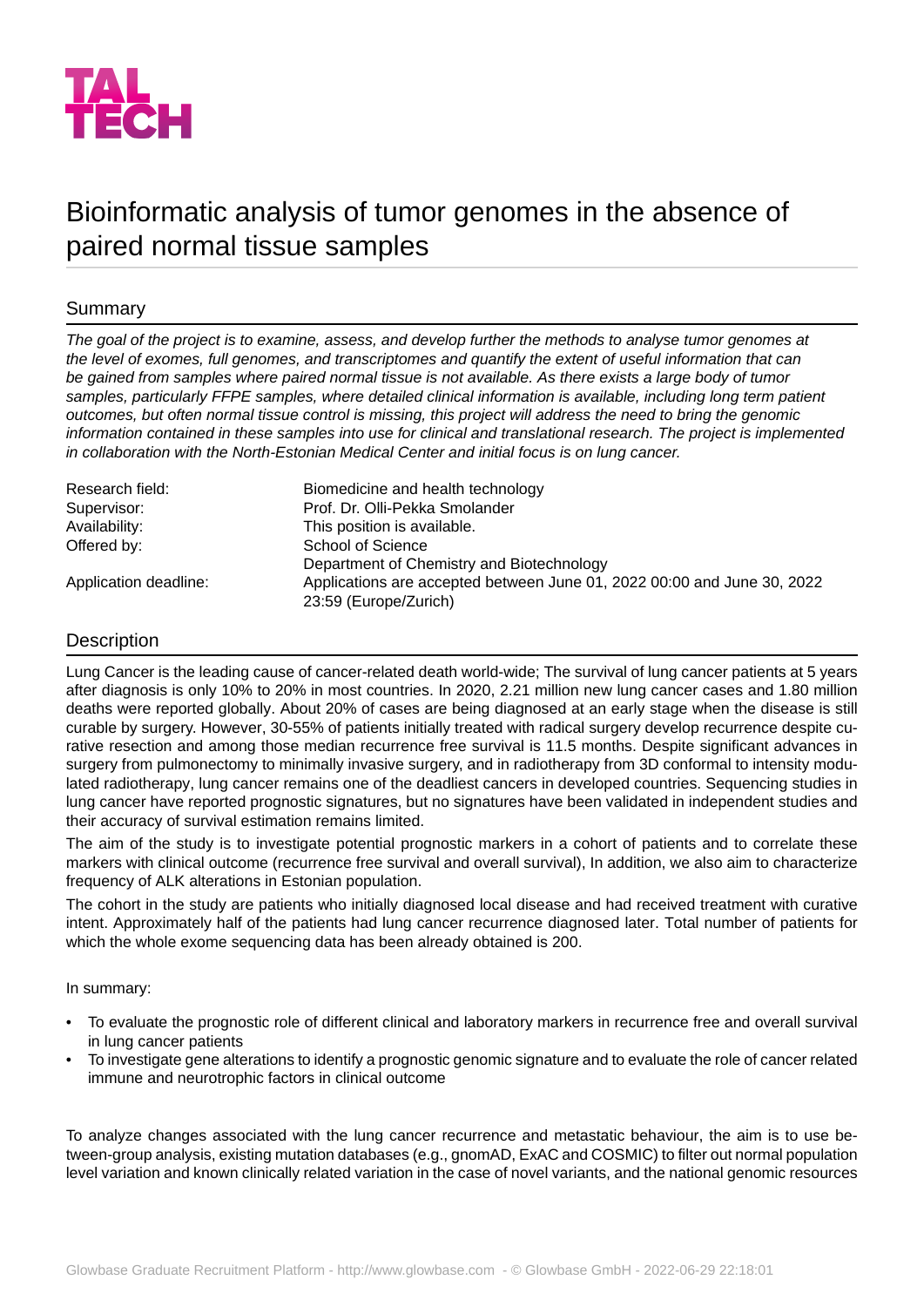TAL TECH

# Bioinformatic analysis of tumor genomes in the absence of paired normal tissue samples

## Summary

*The goal of the project is to examine, assess, and develop further the methods to analyse tumor genomes at the level of exomes, full genomes, and transcriptomes and quantify the extent of useful information that can be gained from samples where paired normal tissue is not available. As there exists a large body of tumor samples, particularly FFPE samples, where detailed clinical information is available, including long term patient outcomes, but often normal tissue control is missing, this project will address the need to bring the genomic information contained in these samples into use for clinical and translational research. The project is implemented in collaboration with the North-Estonian Medical Center and initial focus is on lung cancer.*

| | |
|---|---|
| Research field: | Biomedicine and health technology |
| Supervisor: | Prof. Dr. Olli-Pekka Smolander |
| Availability: | This position is available. |
| Offered by: | School of Science<br>Department of Chemistry and Biotechnology |
| Application deadline: | Applications are accepted between June 01, 2022 00:00 and June 30, 2022 23:59 (Europe/Zurich) |

## Description

Lung Cancer is the leading cause of cancer-related death world-wide; The survival of lung cancer patients at 5 years after diagnosis is only 10% to 20% in most countries. In 2020, 2.21 million new lung cancer cases and 1.80 million deaths were reported globally. About 20% of cases are being diagnosed at an early stage when the disease is still curable by surgery. However, 30-55% of patients initially treated with radical surgery develop recurrence despite curative resection and among those median recurrence free survival is 11.5 months. Despite significant advances in surgery from pulmonectomy to minimally invasive surgery, and in radiotherapy from 3D conformal to intensity modulated radiotherapy, lung cancer remains one of the deadliest cancers in developed countries. Sequencing studies in lung cancer have reported prognostic signatures, but no signatures have been validated in independent studies and their accuracy of survival estimation remains limited.

The aim of the study is to investigate potential prognostic markers in a cohort of patients and to correlate these markers with clinical outcome (recurrence free survival and overall survival), In addition, we also aim to characterize frequency of ALK alterations in Estonian population.

The cohort in the study are patients who initially diagnosed local disease and had received treatment with curative intent. Approximately half of the patients had lung cancer recurrence diagnosed later. Total number of patients for which the whole exome sequencing data has been already obtained is 200.

In summary:

- To evaluate the prognostic role of different clinical and laboratory markers in recurrence free and overall survival in lung cancer patients
- To investigate gene alterations to identify a prognostic genomic signature and to evaluate the role of cancer related immune and neurotrophic factors in clinical outcome

To analyze changes associated with the lung cancer recurrence and metastatic behaviour, the aim is to use between-group analysis, existing mutation databases (e.g., gnomAD, ExAC and COSMIC) to filter out normal population level variation and known clinically related variation in the case of novel variants, and the national genomic resources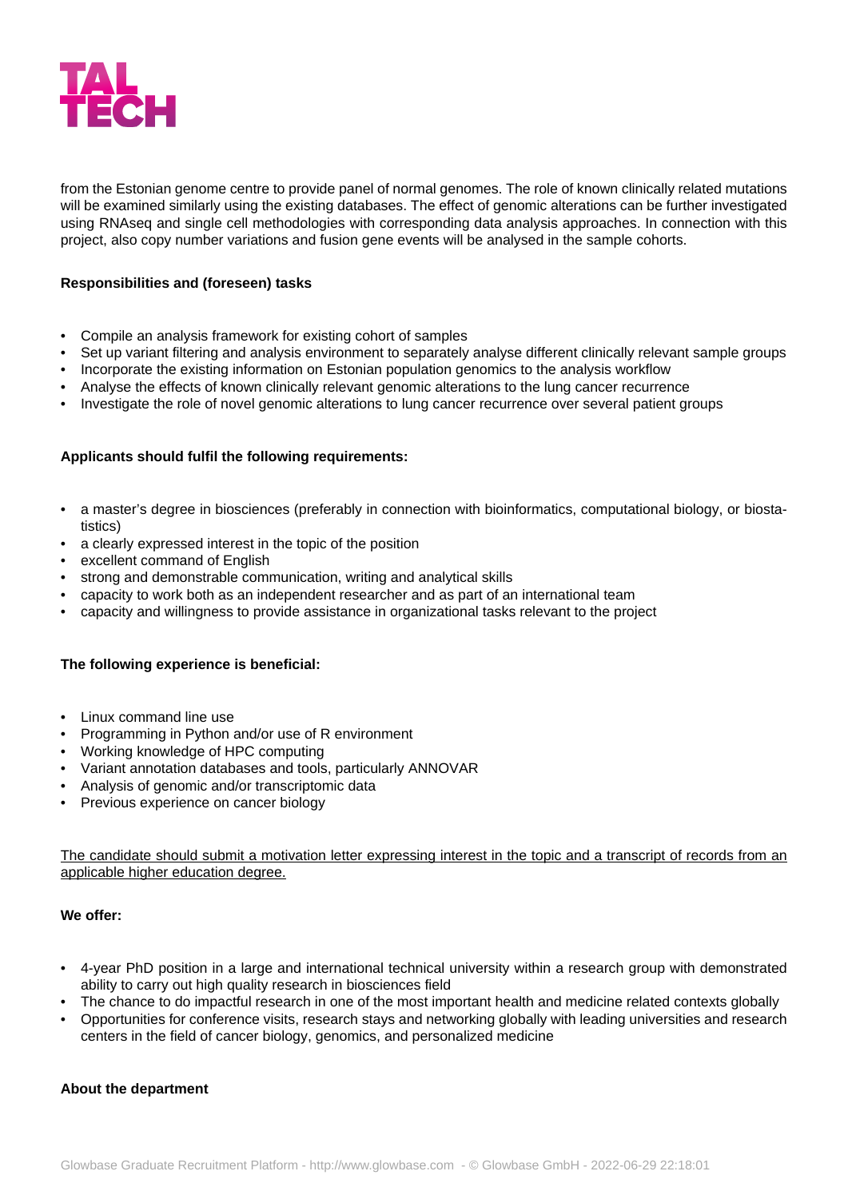from the Estonian genome centre to provide panel of normal genomes. The role of known clinically related mutations will be examined similarly using the existing databases. The effect of genomic alterations can be further investigated using RNAseq and single cell methodologies with corresponding data analysis approaches. In connection with this project, also copy number variations and fusion gene events will be analysed in the sample cohorts.

**Responsibilities and (foreseen) tasks**

- Compile an analysis framework for existing cohort of samples
- Set up variant filtering and analysis environment to separately analyse different clinically relevant sample groups
- Incorporate the existing information on Estonian population genomics to the analysis workflow
- Analyse the effects of known clinically relevant genomic alterations to the lung cancer recurrence
- Investigate the role of novel genomic alterations to lung cancer recurrence over several patient groups

**Applicants should fulfil the following requirements:**

- a master's degree in biosciences (preferably in connection with bioinformatics, computational biology, or biostatistics)
- a clearly expressed interest in the topic of the position
- excellent command of English
- strong and demonstrable communication, writing and analytical skills
- capacity to work both as an independent researcher and as part of an international team
- capacity and willingness to provide assistance in organizational tasks relevant to the project

**The following experience is beneficial:**

- Linux command line use
- Programming in Python and/or use of R environment
- Working knowledge of HPC computing
- Variant annotation databases and tools, particularly ANNOVAR
- Analysis of genomic and/or transcriptomic data
- Previous experience on cancer biology

<u>The candidate should submit a motivation letter expressing interest in the topic and a transcript of records from an applicable higher education degree.</u>

**We offer:**

- 4-year PhD position in a large and international technical university within a research group with demonstrated ability to carry out high quality research in biosciences field
- The chance to do impactful research in one of the most important health and medicine related contexts globally
- Opportunities for conference visits, research stays and networking globally with leading universities and research centers in the field of cancer biology, genomics, and personalized medicine

**About the department**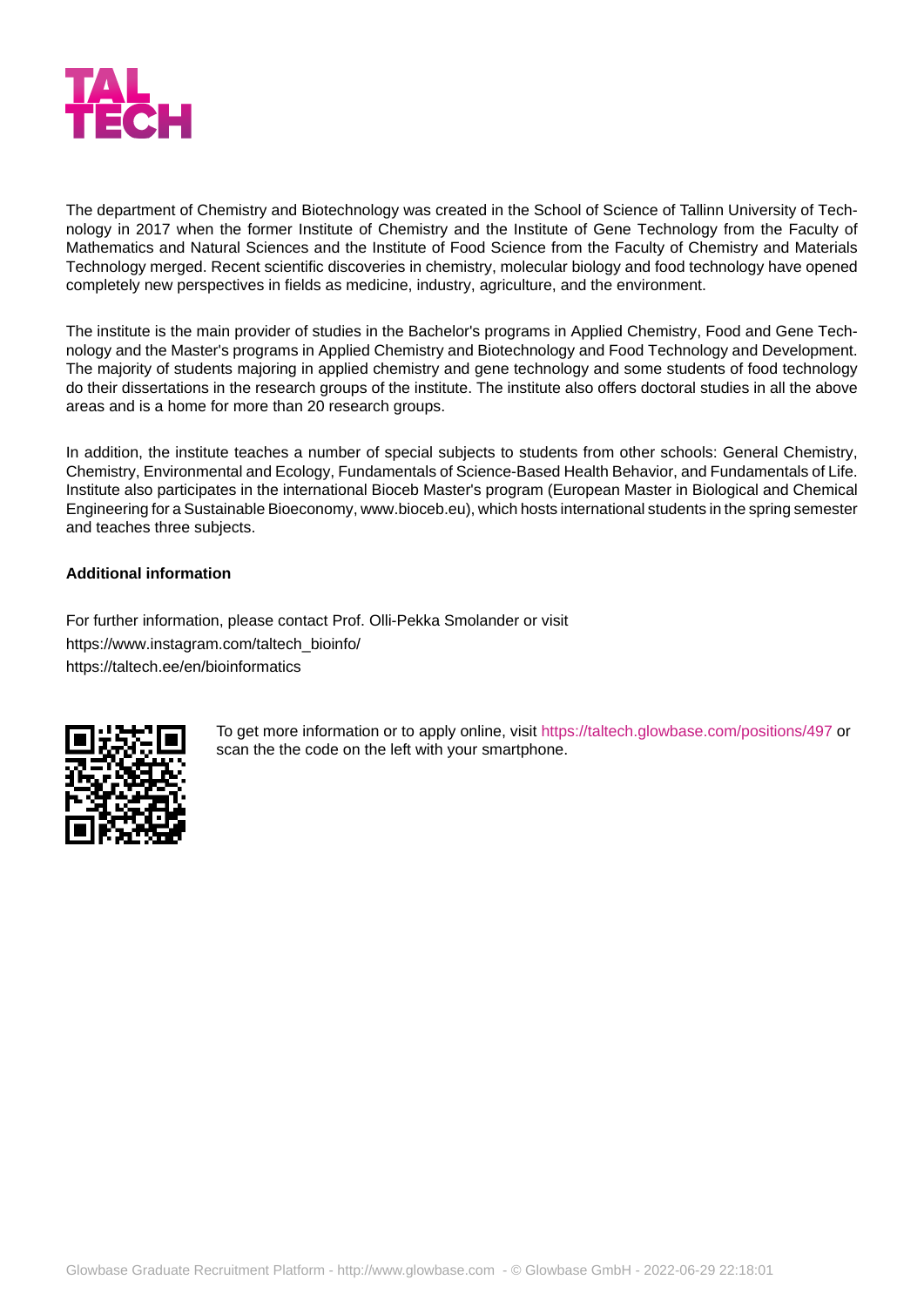The department of Chemistry and Biotechnology was created in the School of Science of Tallinn University of Technology in 2017 when the former Institute of Chemistry and the Institute of Gene Technology from the Faculty of Mathematics and Natural Sciences and the Institute of Food Science from the Faculty of Chemistry and Materials Technology merged. Recent scientific discoveries in chemistry, molecular biology and food technology have opened completely new perspectives in fields as medicine, industry, agriculture, and the environment.

The institute is the main provider of studies in the Bachelor's programs in Applied Chemistry, Food and Gene Technology and the Master's programs in Applied Chemistry and Biotechnology and Food Technology and Development. The majority of students majoring in applied chemistry and gene technology and some students of food technology do their dissertations in the research groups of the institute. The institute also offers doctoral studies in all the above areas and is a home for more than 20 research groups.

In addition, the institute teaches a number of special subjects to students from other schools: General Chemistry, Chemistry, Environmental and Ecology, Fundamentals of Science-Based Health Behavior, and Fundamentals of Life. Institute also participates in the international Bioceb Master's program (European Master in Biological and Chemical Engineering for a Sustainable Bioeconomy, www.bioceb.eu), which hosts international students in the spring semester and teaches three subjects.

**Additional information**

For further information, please contact Prof. Olli-Pekka Smolander or visit
https://www.instagram.com/taltech_bioinfo/
https://taltech.ee/en/bioinformatics

To get more information or to apply online, visit https://taltech.glowbase.com/positions/497 or scan the the code on the left with your smartphone.